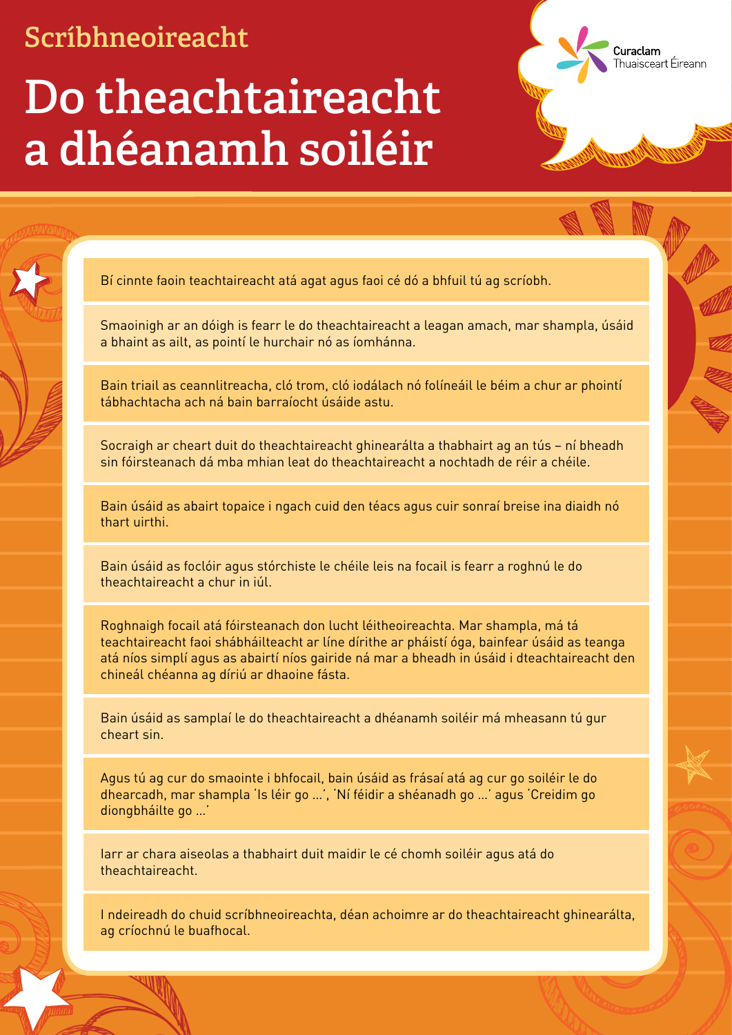Scríbhneoireacht

# Do theachtaireacht a dhéanamh soiléir

Curaclam Thuaisceart Éireann

Bí cinnte faoin teachtaireacht atá agat agus faoi cé dó a bhfuil tú ag scríobh.

Smaoinigh ar an dóigh is fearr le do theachtaireacht a leagan amach, mar shampla, úsáid a bhaint as ailt, as pointí le hurchair nó as íomhánna.

Bain triail as ceannlitreacha, cló trom, cló iodálach nó folíneáil le béim a chur ar phointí tábhachtacha ach ná bain barraíocht úsáide astu.

Socraigh ar cheart duit do theachtaireacht ghinearálta a thabhairt ag an tús – ní bheadh sin fóirsteanach dá mba mhian leat do theachtaireacht a nochtadh de réir a chéile.

Bain úsáid as abairt topaice i ngach cuid den téacs agus cuir sonraí breise ina diaidh nó thart uirthi.

Bain úsáid as foclóir agus stórchiste le chéile leis na focail is fearr a roghnú le do theachtaireacht a chur in iúl.

Roghnaigh focail atá fóirsteanach don lucht léitheoireachta. Mar shampla, má tá teachtaireacht faoi shábháilteacht ar líne dírithe ar pháistí óga, bainfear úsáid as teanga atá níos simplí agus as abairtí níos gairide ná mar a bheadh in úsáid i dteachtaireacht den chineál chéanna ag díriú ar dhaoine fásta.

Bain úsáid as samplaí le do theachtaireacht a dhéanamh soiléir má mheasann tú gur cheart sin.

Agus tú ag cur do smaointe i bhfocail, bain úsáid as frásaí atá ag cur go soiléir le do dhearcadh, mar shampla 'Is léir go ...', 'Ní féidir a shéanadh go ...' agus 'Creidim go diongbháilte go ...'

Iarr ar chara aiseolas a thabhairt duit maidir le cé chomh soiléir agus atá do theachtaireacht.

I ndeireadh do chuid scríbhneoireachta, déan achoimre ar do theachtaireacht ghinearálta, ag críochnú le buafhocal.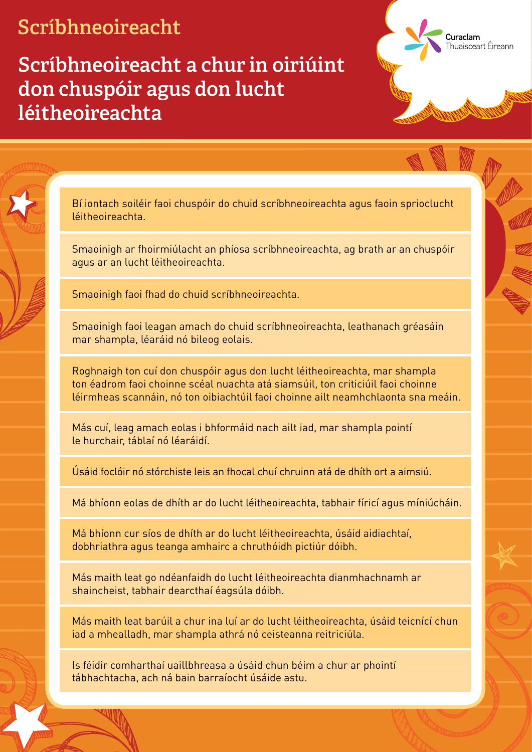# Scríbhneoireacht

## Scríbhneoireacht a chur in oiriúint don chuspóir agus don lucht léitheoireachta

Curaclam Thuaisceart Éireann

- Bí iontach soiléir faoi chuspóir do chuid scríbhneoireachta agus faoin spriocluchtléitheoireachta.
- Smaoinigh ar fhoirmiúlacht an phíosa scríbhneoireachta, ag brath ar an chuspóir agus ar an lucht léitheoireachta.
- Smaoinigh faoi fhad do chuid scríbhneoireachta.
- Smaoinigh faoi leagan amach do chuid scríbhneoireachta, leathanach gréasáin mar shampla, léaráid nó bileog eolais.
- Roghnaigh ton cuí don chuspóir agus don lucht léitheoireachta, mar shampla ton éadrom faoi choinne scéal nuachta atá siamsúil, ton criticiúil faoi choinne léirmheas scannáin, nó ton oibiachtúil faoi choinne ailt neamhchlaonta sna meáin.
- Más cuí, leag amach eolas i bhformáid nach ailt iad, mar shampla pointí le hurchair, táblaí nó léaráidí.
- Úsáid foclóir nó stórchiste leis an fhocal chuí chruinn atá de dhíth ort a aimsiú.
- Má bhíonn eolas de dhíth ar do lucht léitheoireachta, tabhair fíricí agus míniúcháin.
- Má bhíonn cur síos de dhíth ar do lucht léitheoireachta, úsáid aidiachtaí, dobhriathra agus teanga amhairc a chruthóidh pictiúr dóibh.
- Más maith leat go ndéanfaidh do lucht léitheoireachta dianmhachnamh ar shaincheist, tabhair dearcthaí éagsúla dóibh.
- Más maith leat barúil a chur ina luí ar do lucht léitheoireachta, úsáid teicnící chun iad a mhealladh, mar shampla athrá nó ceisteanna reitriciúla.
- Is féidir comharthaí uaillbhreasa a úsáid chun béim a chur ar phointí tábhachtacha, ach ná bain barraíocht úsáide astu.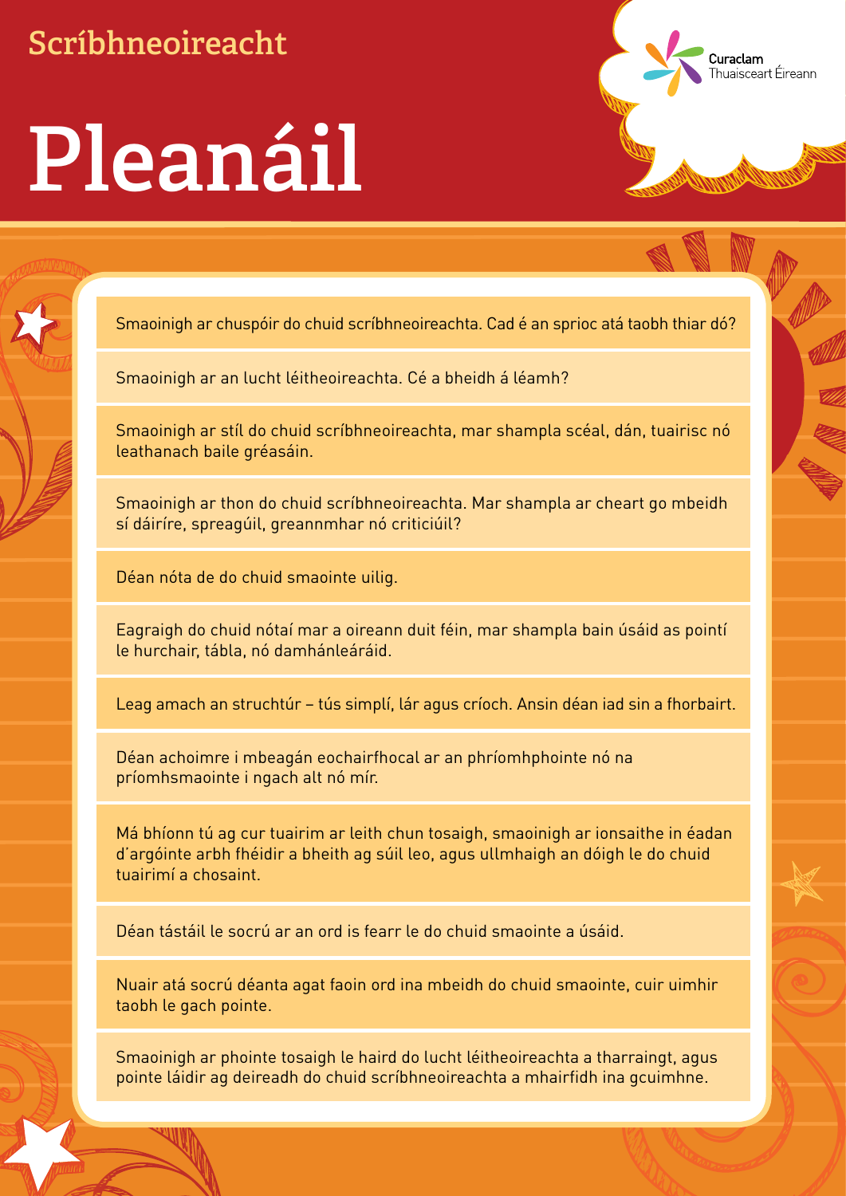Scríbhneoireacht

# Pleanáil

Curaclam Thuaisceart Éireann

- Smaoinigh ar chuspóir do chuid scríbhneoireachta. Cad é an sprioc atá taobh thiar dó?
- Smaoinigh ar an lucht léitheoireachta. Cé a bheidh á léamh?
- Smaoinigh ar stíl do chuid scríbhneoireachta, mar shampla scéal, dán, tuairisc nó leathanach baile gréasáin.
- Smaoinigh ar thon do chuid scríbhneoireachta. Mar shampla ar cheart go mbeidh sí dáiríre, spreagúil, greannmhar nó criticiúil?
- Déan nóta de do chuid smaointe uilig.
- Eagraigh do chuid nótaí mar a oireann duit féin, mar shampla bain úsáid as pointí le hurchair, tábla, nó damhánleáráid.
- Leag amach an struchtúr – tús simplí, lár agus críoch. Ansin déan iad sin a fhorbairt.
- Déan achoimre i mbeagán eochairfhocal ar an phríomhphointe nó na príomhsmaointe i ngach alt nó mír.
- Má bhíonn tú ag cur tuairim ar leith chun tosaigh, smaoinigh ar ionsaithe in éadan d'argóinte arbh fhéidir a bheith ag súil leo, agus ullmhaigh an dóigh le do chuid tuairimí a chosaint.
- Déan tástáil le socrú ar an ord is fearr le do chuid smaointe a úsáid.
- Nuair atá socrú déanta agat faoin ord ina mbeidh do chuid smaointe, cuir uimhir taobh le gach pointe.
- Smaoinigh ar phointe tosaigh le haird do lucht léitheoireachta a tharraingt, agus pointe láidir ag deireadh do chuid scríbhneoireachta a mhairfidh ina gcuimhne.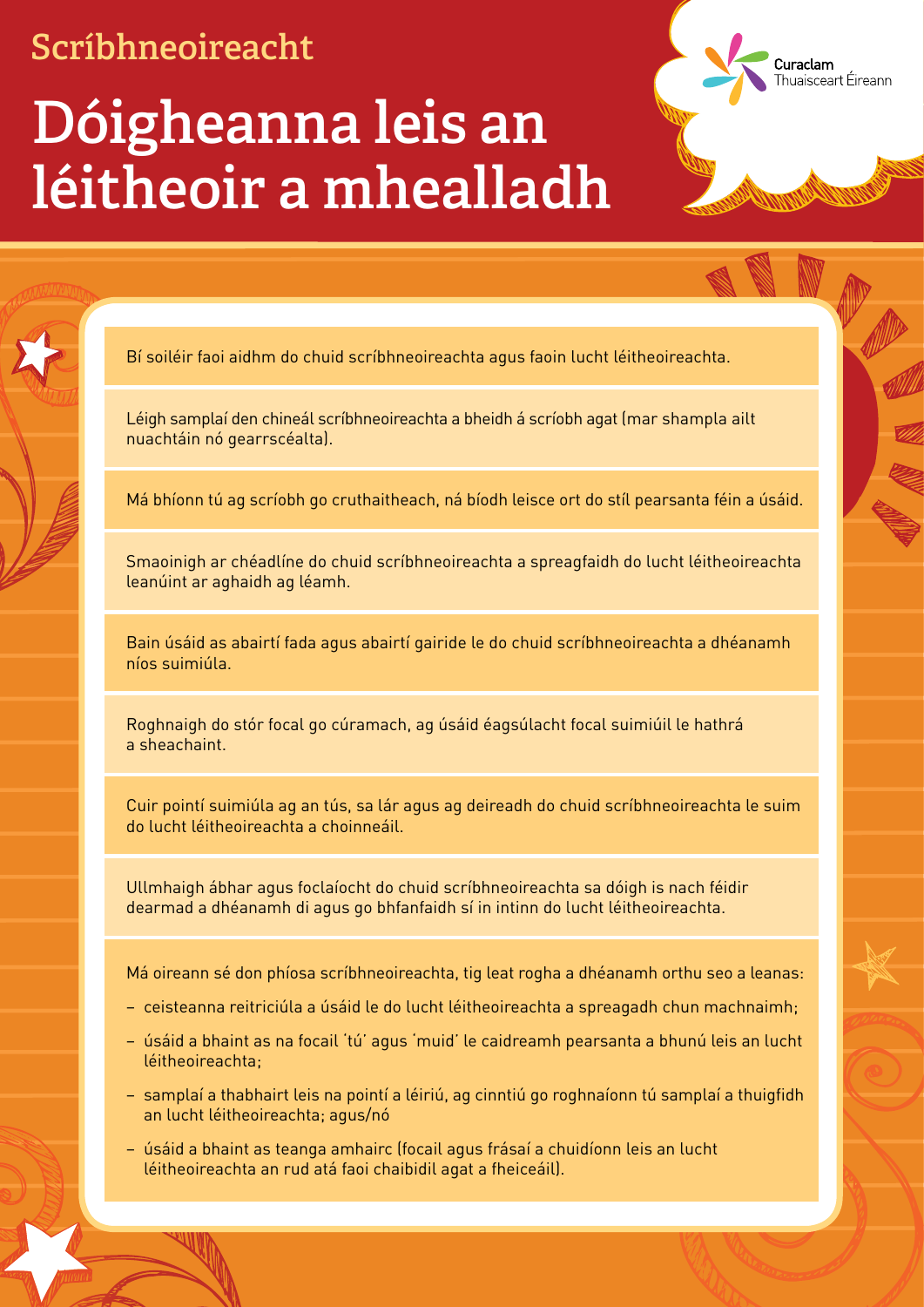Scríbhneoireacht

# Dóigheanna leis an léitheoir a mhealladh

Curaclam Thuaisceart Éireann

Bí soiléir faoi aidhm do chuid scríbhneoireachta agus faoin lucht léitheoireachta.

Léigh samplaí den chineál scríbhneoireachta a bheidh á scríobh agat (mar shampla ailt nuachtáin nó gearrscéalta).

Má bhíonn tú ag scríobh go cruthaitheach, ná bíodh leisce ort do stíl pearsanta féin a úsáid.

Smaoinigh ar chéadlíne do chuid scríbhneoireachta a spreagfaidh do lucht léitheoireachta leanúint ar aghaidh ag léamh.

Bain úsáid as abairtí fada agus abairtí gairide le do chuid scríbhneoireachta a dhéanamh níos suimiúla.

Roghnaigh do stór focal go cúramach, ag úsáid éagsúlacht focal suimiúil le hathrá a sheachaint.

Cuir pointí suimiúla ag an tús, sa lár agus ag deireadh do chuid scríbhneoireachta le suim do lucht léitheoireachta a choinneáil.

Ullmhaigh ábhar agus foclaíocht do chuid scríbhneoireachta sa dóigh is nach féidir dearmad a dhéanamh di agus go bhfanfaidh sí in intinn do lucht léitheoireachta.

Má oireann sé don phíosa scríbhneoireachta, tig leat rogha a dhéanamh orthu seo a leanas:

- ceisteanna reitriciúla a úsáid le do lucht léitheoireachta a spreagadh chun machnaimh;
- úsáid a bhaint as na focail 'tú' agus 'muid' le caidreamh pearsanta a bhunú leis an lucht léitheoireachta;
- samplaí a thabhairt leis na pointí a léiriú, ag cinntiú go roghnaíonn tú samplaí a thuigfidh an lucht léitheoireachta; agus/nó
- úsáid a bhaint as teanga amhairc (focail agus frásaí a chuidíonn leis an lucht léitheoireachta an rud atá faoi chaibidil agat a fheiceáil).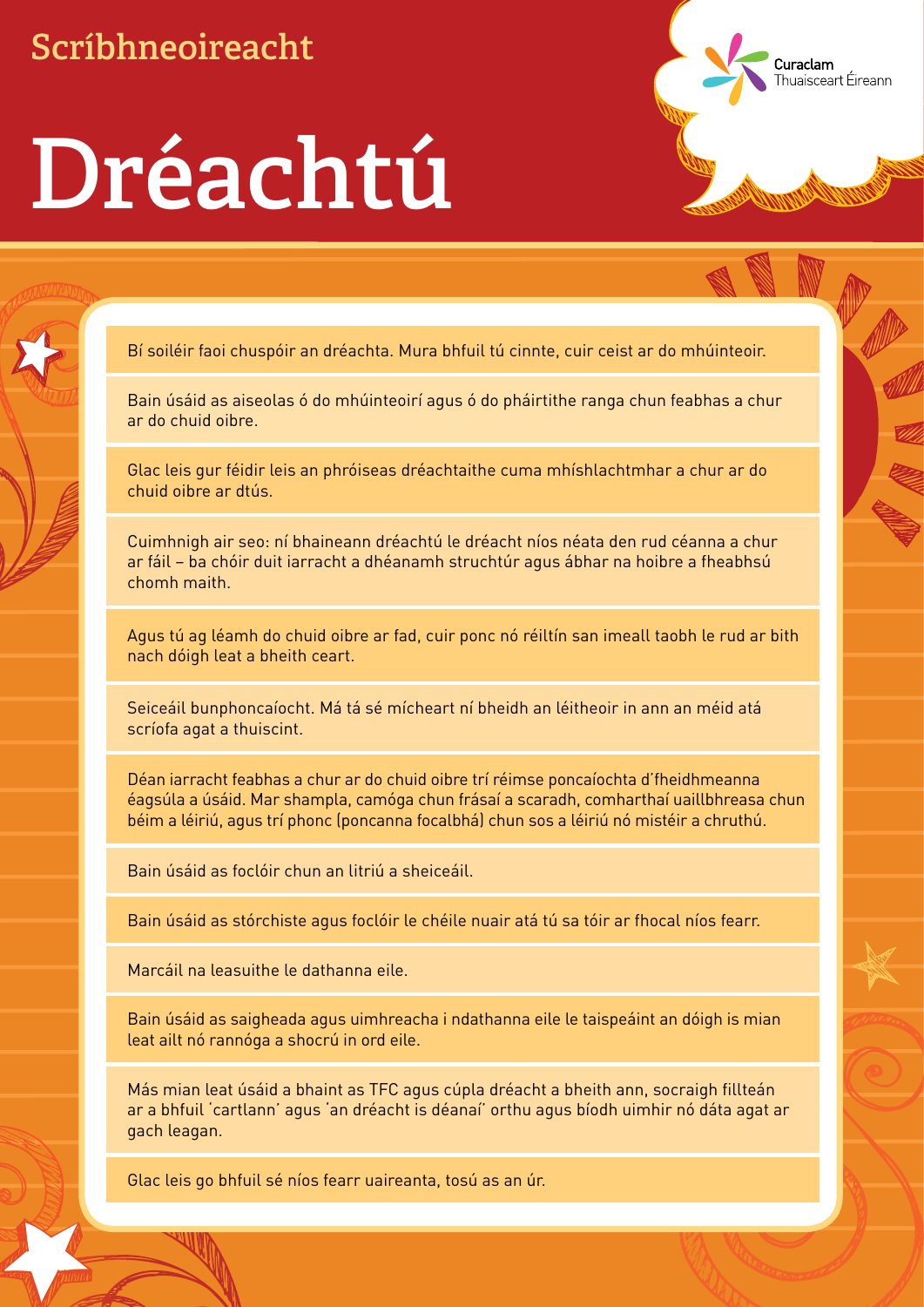Scríbhneoireacht

# Dréachtú

Curaclam Thuaisceart Éireann

- Bí soiléir faoi chuspóir an dréachta. Mura bhfuil tú cinnte, cuir ceist ar do mhúinteoir.
- Bain úsáid as aiseolas ó do mhúinteoirí agus ó do pháirtithe ranga chun feabhas a chur ar do chuid oibre.
- Glac leis gur féidir leis an phróiseas dréachtaithe cuma mhíshlachtmhar a chur ar do chuid oibre ar dtús.
- Cuimhnigh air seo: ní bhaineann dréachtú le dréacht níos néata den rud céanna a chur ar fáil – ba chóir duit iarracht a dhéanamh struchtúr agus ábhar na hoibre a fheabhsú chomh maith.
- Agus tú ag léamh do chuid oibre ar fad, cuir ponc nó réiltín san imeall taobh le rud ar bith nach dóigh leat a bheith ceart.
- Seiceáil bunphoncaíocht. Má tá sé mícheart ní bheidh an léitheoir in ann an méid atá scríofa agat a thuiscint.
- Déan iarracht feabhas a chur ar do chuid oibre trí réimse poncaíochta d'fheidhmeanna éagsúla a úsáid. Mar shampla, camóga chun frásaí a scaradh, comharthaí uaillbhreasa chun béim a léiriú, agus trí phonc (poncanna focalbhá) chun sos a léiriú nó mistéir a chruthú.
- Bain úsáid as foclóir chun an litriú a sheiceáil.
- Bain úsáid as stórchiste agus foclóir le chéile nuair atá tú sa tóir ar fhocal níos fearr.
- Marcáil na leasuithe le dathanna eile.
- Bain úsáid as saigheada agus uimhreacha i ndathanna eile le taispeáint an dóigh is mian leat ailt nó rannóga a shocrú in ord eile.
- Más mian leat úsáid a bhaint as TFC agus cúpla dréacht a bheith ann, socraigh fillteán ar a bhfuil 'cartlann' agus 'an dréacht is déanaí' orthu agus bíodh uimhir nó dáta agat ar gach leagan.
- Glac leis go bhfuil sé níos fearr uaireanta, tosú as an úr.